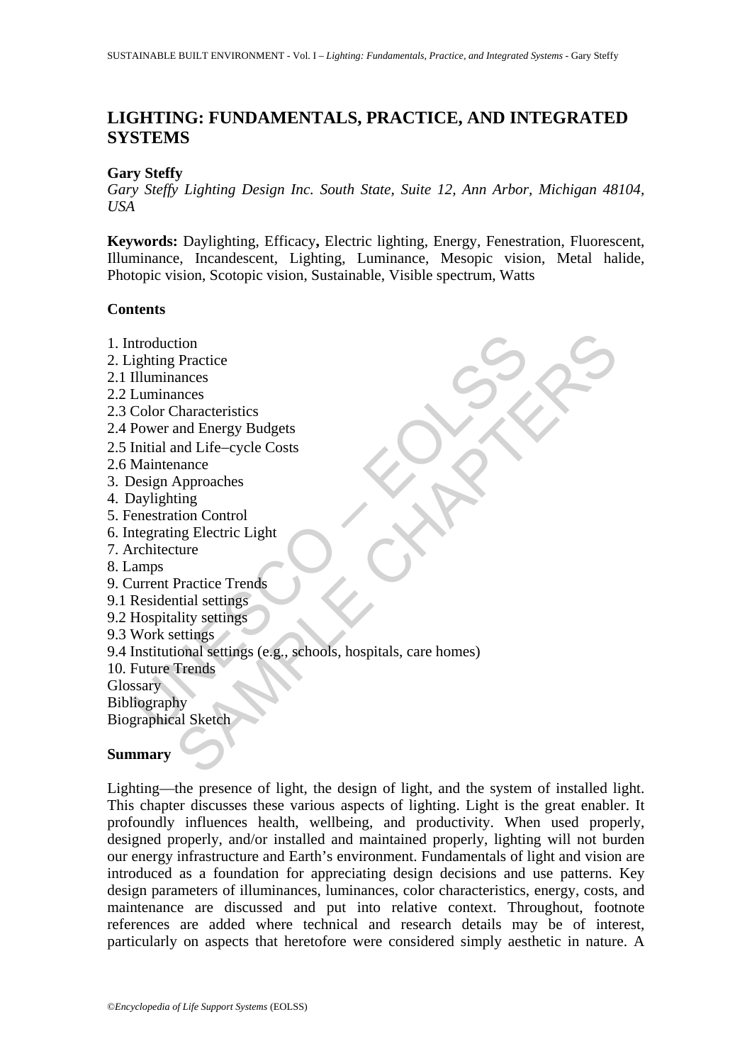# LIGHTING: FUNDAMENTALS, PRACTICE, AND INTEGRATED SYSTEMS

**Gary Steffy**

*Gary Steffy Lighting Design Inc. South State, Suite 12, Ann Arbor, Michigan 48104, USA*

**Keywords:** Daylighting, Efficacy, Electric lighting, Energy, Fenestration, Fluorescent, Illuminance, Incandescent, Lighting, Luminance, Mesopic vision, Metal halide, Photopic vision, Scotopic vision, Sustainable, Visible spectrum, Watts

**Contents**

1. Introduction
2. Lighting Practice
2.1 Illuminances
2.2 Luminances
2.3 Color Characteristics
2.4 Power and Energy Budgets
2.5 Initial and Life–cycle Costs
2.6 Maintenance
3. Design Approaches
4. Daylighting
5. Fenestration Control
6. Integrating Electric Light
7. Architecture
8. Lamps
9. Current Practice Trends
9.1 Residential settings
9.2 Hospitality settings
9.3 Work settings
9.4 Institutional settings (e.g., schools, hospitals, care homes)
10. Future Trends
Glossary
Bibliography
Biographical Sketch

**Summary**

Lighting—the presence of light, the design of light, and the system of installed light. This chapter discusses these various aspects of lighting. Light is the great enabler. It profoundly influences health, wellbeing, and productivity. When used properly, designed properly, and/or installed and maintained properly, lighting will not burden our energy infrastructure and Earth's environment. Fundamentals of light and vision are introduced as a foundation for appreciating design decisions and use patterns. Key design parameters of illuminances, luminances, color characteristics, energy, costs, and maintenance are discussed and put into relative context. Throughout, footnote references are added where technical and research details may be of interest, particularly on aspects that heretofore were considered simply aesthetic in nature. A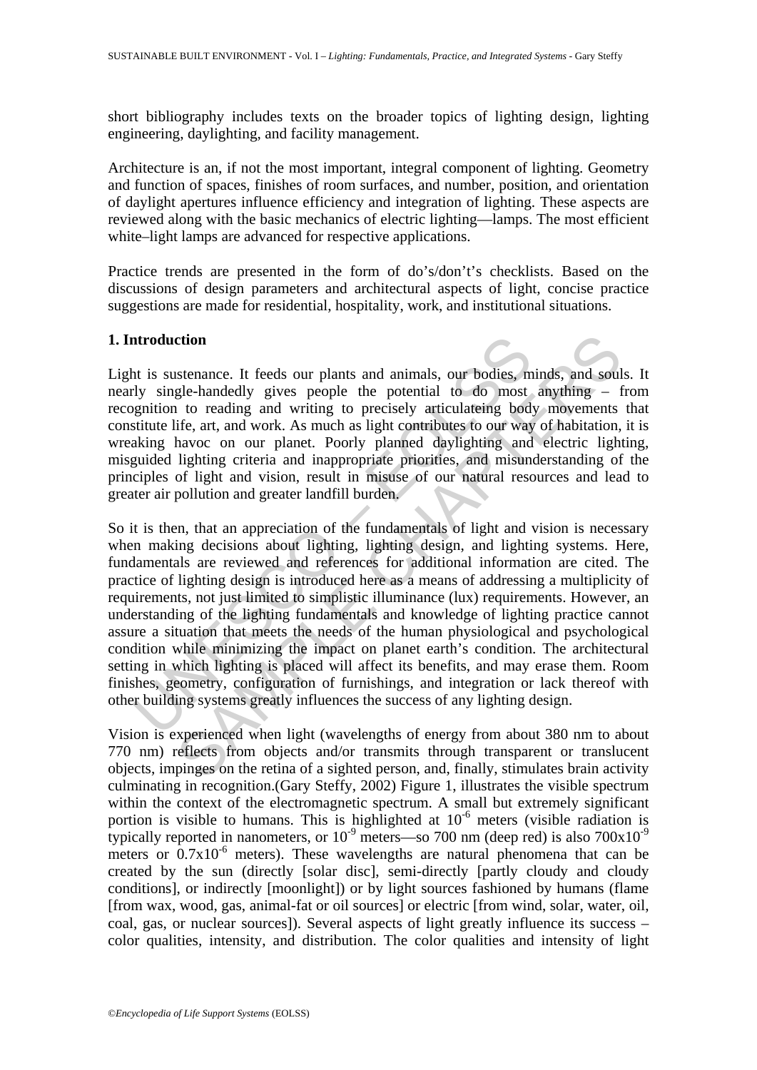short bibliography includes texts on the broader topics of lighting design, lighting engineering, daylighting, and facility management.

Architecture is an, if not the most important, integral component of lighting. Geometry and function of spaces, finishes of room surfaces, and number, position, and orientation of daylight apertures influence efficiency and integration of lighting. These aspects are reviewed along with the basic mechanics of electric lighting—lamps. The most efficient white–light lamps are advanced for respective applications.

Practice trends are presented in the form of do's/don't's checklists. Based on the discussions of design parameters and architectural aspects of light, concise practice suggestions are made for residential, hospitality, work, and institutional situations.

## 1. Introduction

Light is sustenance. It feeds our plants and animals, our bodies, minds, and souls. It nearly single-handedly gives people the potential to do most anything – from recognition to reading and writing to precisely articulateing body movements that constitute life, art, and work. As much as light contributes to our way of habitation, it is wreaking havoc on our planet. Poorly planned daylighting and electric lighting, misguided lighting criteria and inappropriate priorities, and misunderstanding of the principles of light and vision, result in misuse of our natural resources and lead to greater air pollution and greater landfill burden.

So it is then, that an appreciation of the fundamentals of light and vision is necessary when making decisions about lighting, lighting design, and lighting systems. Here, fundamentals are reviewed and references for additional information are cited. The practice of lighting design is introduced here as a means of addressing a multiplicity of requirements, not just limited to simplistic illuminance (lux) requirements. However, an understanding of the lighting fundamentals and knowledge of lighting practice cannot assure a situation that meets the needs of the human physiological and psychological condition while minimizing the impact on planet earth's condition. The architectural setting in which lighting is placed will affect its benefits, and may erase them. Room finishes, geometry, configuration of furnishings, and integration or lack thereof with other building systems greatly influences the success of any lighting design.

Vision is experienced when light (wavelengths of energy from about 380 nm to about 770 nm) reflects from objects and/or transmits through transparent or translucent objects, impinges on the retina of a sighted person, and, finally, stimulates brain activity culminating in recognition.(Gary Steffy, 2002) Figure 1, illustrates the visible spectrum within the context of the electromagnetic spectrum. A small but extremely significant portion is visible to humans. This is highlighted at $10^{-6}$ meters (visible radiation is typically reported in nanometers, or $10^{-9}$ meters—so 700 nm (deep red) is also $700 \times 10^{-9}$ meters or $0.7 \times 10^{-6}$ meters). These wavelengths are natural phenomena that can be created by the sun (directly [solar disc], semi-directly [partly cloudy and cloudy conditions], or indirectly [moonlight]) or by light sources fashioned by humans (flame [from wax, wood, gas, animal-fat or oil sources] or electric [from wind, solar, water, oil, coal, gas, or nuclear sources]). Several aspects of light greatly influence its success – color qualities, intensity, and distribution. The color qualities and intensity of light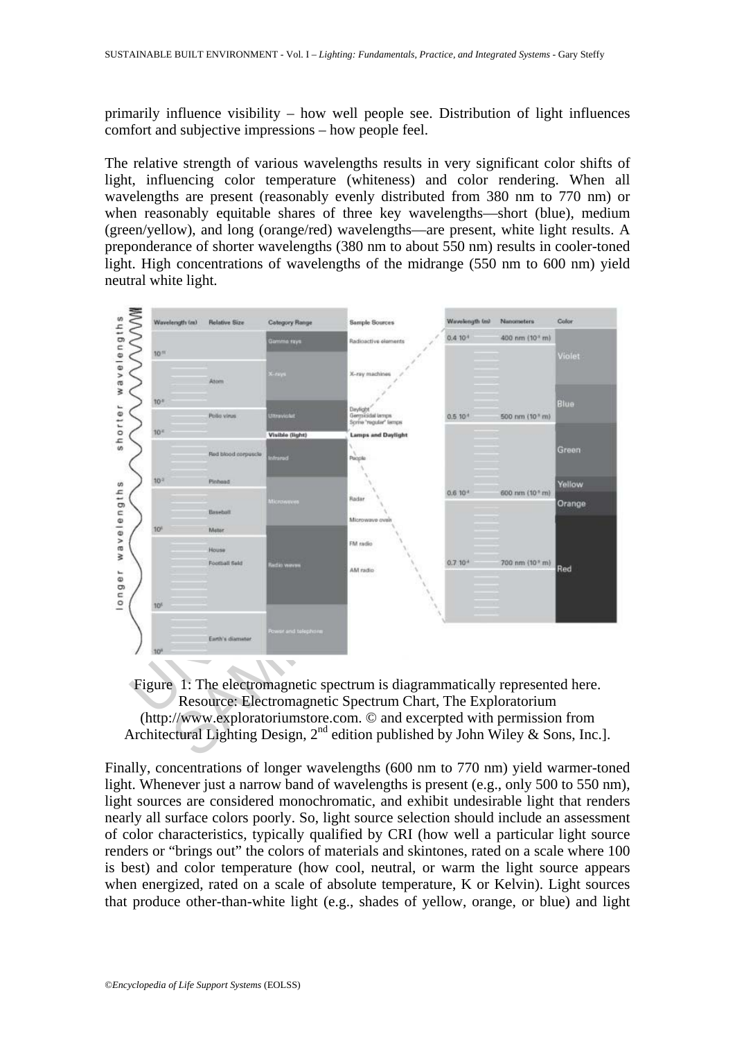primarily influence visibility – how well people see. Distribution of light influences comfort and subjective impressions – how people feel.

The relative strength of various wavelengths results in very significant color shifts of light, influencing color temperature (whiteness) and color rendering. When all wavelengths are present (reasonably evenly distributed from 380 nm to 770 nm) or when reasonably equitable shares of three key wavelengths—short (blue), medium (green/yellow), and long (orange/red) wavelengths—are present, white light results. A preponderance of shorter wavelengths (380 nm to about 550 nm) results in cooler-toned light. High concentrations of wavelengths of the midrange (550 nm to 600 nm) yield neutral white light.

Figure 1: The electromagnetic spectrum is diagrammatically represented here. Resource: Electromagnetic Spectrum Chart, The Exploratorium (http://www.exploratoriumstore.com. © and excerpted with permission from Architectural Lighting Design, 2nd edition published by John Wiley & Sons, Inc.].

Finally, concentrations of longer wavelengths (600 nm to 770 nm) yield warmer-toned light. Whenever just a narrow band of wavelengths is present (e.g., only 500 to 550 nm), light sources are considered monochromatic, and exhibit undesirable light that renders nearly all surface colors poorly. So, light source selection should include an assessment of color characteristics, typically qualified by CRI (how well a particular light source renders or "brings out" the colors of materials and skintones, rated on a scale where 100 is best) and color temperature (how cool, neutral, or warm the light source appears when energized, rated on a scale of absolute temperature, K or Kelvin). Light sources that produce other-than-white light (e.g., shades of yellow, orange, or blue) and light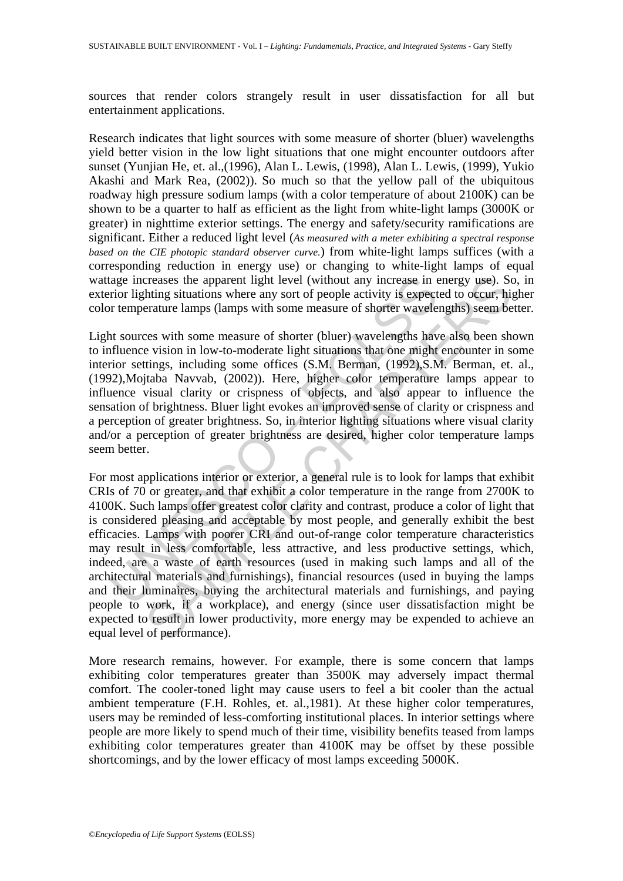sources that render colors strangely result in user dissatisfaction for all but entertainment applications.

Research indicates that light sources with some measure of shorter (bluer) wavelengths yield better vision in the low light situations that one might encounter outdoors after sunset (Yunjian He, et. al.,(1996), Alan L. Lewis, (1998), Alan L. Lewis, (1999), Yukio Akashi and Mark Rea, (2002)). So much so that the yellow pall of the ubiquitous roadway high pressure sodium lamps (with a color temperature of about 2100K) can be shown to be a quarter to half as efficient as the light from white-light lamps (3000K or greater) in nighttime exterior settings. The energy and safety/security ramifications are significant. Either a reduced light level (*As measured with a meter exhibiting a spectral response based on the CIE photopic standard observer curve.*) from white-light lamps suffices (with a corresponding reduction in energy use) or changing to white-light lamps of equal wattage increases the apparent light level (without any increase in energy use). So, in exterior lighting situations where any sort of people activity is expected to occur, higher color temperature lamps (lamps with some measure of shorter wavelengths) seem better.

Light sources with some measure of shorter (bluer) wavelengths have also been shown to influence vision in low-to-moderate light situations that one might encounter in some interior settings, including some offices (S.M. Berman, (1992),S.M. Berman, et. al., (1992),Mojtaba Navvab, (2002)). Here, higher color temperature lamps appear to influence visual clarity or crispness of objects, and also appear to influence the sensation of brightness. Bluer light evokes an improved sense of clarity or crispness and a perception of greater brightness. So, in interior lighting situations where visual clarity and/or a perception of greater brightness are desired, higher color temperature lamps seem better.

For most applications interior or exterior, a general rule is to look for lamps that exhibit CRIs of 70 or greater, and that exhibit a color temperature in the range from 2700K to 4100K. Such lamps offer greatest color clarity and contrast, produce a color of light that is considered pleasing and acceptable by most people, and generally exhibit the best efficacies. Lamps with poorer CRI and out-of-range color temperature characteristics may result in less comfortable, less attractive, and less productive settings, which, indeed, are a waste of earth resources (used in making such lamps and all of the architectural materials and furnishings), financial resources (used in buying the lamps and their luminaires, buying the architectural materials and furnishings, and paying people to work, if a workplace), and energy (since user dissatisfaction might be expected to result in lower productivity, more energy may be expended to achieve an equal level of performance).

More research remains, however. For example, there is some concern that lamps exhibiting color temperatures greater than 3500K may adversely impact thermal comfort. The cooler-toned light may cause users to feel a bit cooler than the actual ambient temperature (F.H. Rohles, et. al.,1981). At these higher color temperatures, users may be reminded of less-comforting institutional places. In interior settings where people are more likely to spend much of their time, visibility benefits teased from lamps exhibiting color temperatures greater than 4100K may be offset by these possible shortcomings, and by the lower efficacy of most lamps exceeding 5000K.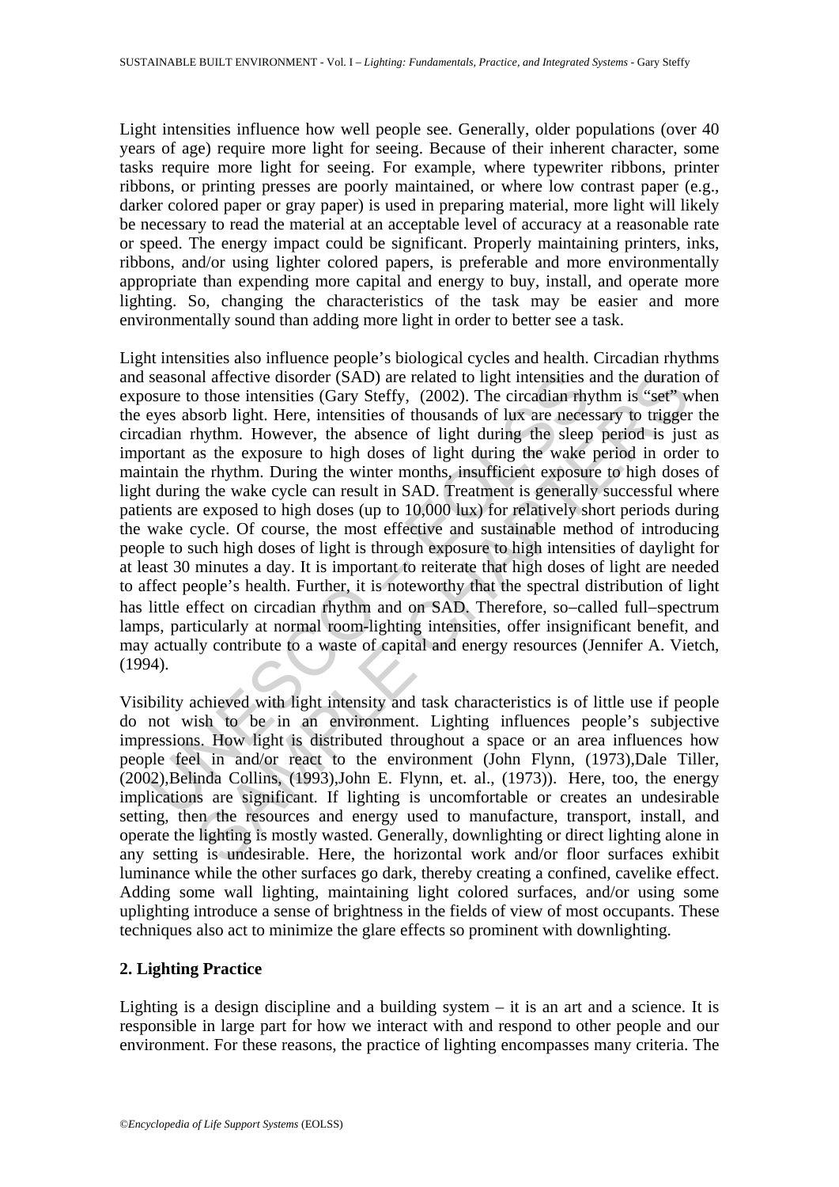Light intensities influence how well people see. Generally, older populations (over 40 years of age) require more light for seeing. Because of their inherent character, some tasks require more light for seeing. For example, where typewriter ribbons, printer ribbons, or printing presses are poorly maintained, or where low contrast paper (e.g., darker colored paper or gray paper) is used in preparing material, more light will likely be necessary to read the material at an acceptable level of accuracy at a reasonable rate or speed. The energy impact could be significant. Properly maintaining printers, inks, ribbons, and/or using lighter colored papers, is preferable and more environmentally appropriate than expending more capital and energy to buy, install, and operate more lighting. So, changing the characteristics of the task may be easier and more environmentally sound than adding more light in order to better see a task.

Light intensities also influence people's biological cycles and health. Circadian rhythms and seasonal affective disorder (SAD) are related to light intensities and the duration of exposure to those intensities (Gary Steffy, (2002). The circadian rhythm is "set" when the eyes absorb light. Here, intensities of thousands of lux are necessary to trigger the circadian rhythm. However, the absence of light during the sleep period is just as important as the exposure to high doses of light during the wake period in order to maintain the rhythm. During the winter months, insufficient exposure to high doses of light during the wake cycle can result in SAD. Treatment is generally successful where patients are exposed to high doses (up to 10,000 lux) for relatively short periods during the wake cycle. Of course, the most effective and sustainable method of introducing people to such high doses of light is through exposure to high intensities of daylight for at least 30 minutes a day. It is important to reiterate that high doses of light are needed to affect people's health. Further, it is noteworthy that the spectral distribution of light has little effect on circadian rhythm and on SAD. Therefore, so–called full–spectrum lamps, particularly at normal room-lighting intensities, offer insignificant benefit, and may actually contribute to a waste of capital and energy resources (Jennifer A. Vietch, (1994).

Visibility achieved with light intensity and task characteristics is of little use if people do not wish to be in an environment. Lighting influences people's subjective impressions. How light is distributed throughout a space or an area influences how people feel in and/or react to the environment (John Flynn, (1973),Dale Tiller, (2002),Belinda Collins, (1993),John E. Flynn, et. al., (1973)). Here, too, the energy implications are significant. If lighting is uncomfortable or creates an undesirable setting, then the resources and energy used to manufacture, transport, install, and operate the lighting is mostly wasted. Generally, downlighting or direct lighting alone in any setting is undesirable. Here, the horizontal work and/or floor surfaces exhibit luminance while the other surfaces go dark, thereby creating a confined, cavelike effect. Adding some wall lighting, maintaining light colored surfaces, and/or using some uplighting introduce a sense of brightness in the fields of view of most occupants. These techniques also act to minimize the glare effects so prominent with downlighting.

## 2. Lighting Practice

Lighting is a design discipline and a building system – it is an art and a science. It is responsible in large part for how we interact with and respond to other people and our environment. For these reasons, the practice of lighting encompasses many criteria. The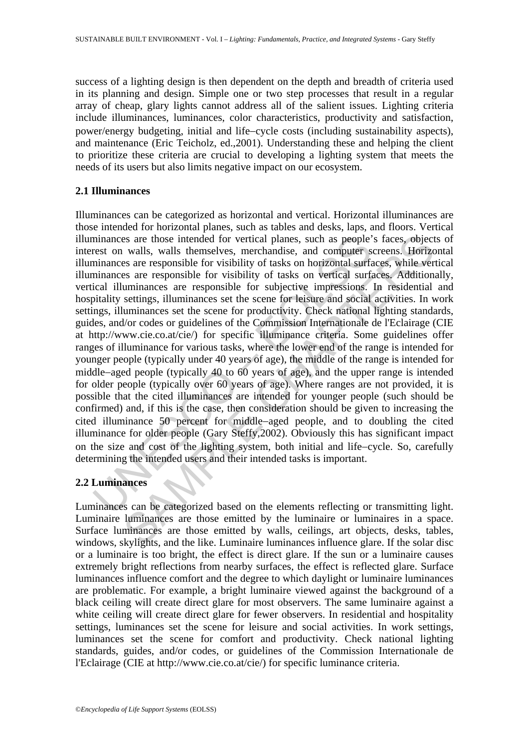success of a lighting design is then dependent on the depth and breadth of criteria used in its planning and design. Simple one or two step processes that result in a regular array of cheap, glary lights cannot address all of the salient issues. Lighting criteria include illuminances, luminances, color characteristics, productivity and satisfaction, power/energy budgeting, initial and life–cycle costs (including sustainability aspects), and maintenance (Eric Teicholz, ed.,2001). Understanding these and helping the client to prioritize these criteria are crucial to developing a lighting system that meets the needs of its users but also limits negative impact on our ecosystem.

## 2.1 Illuminances

Illuminances can be categorized as horizontal and vertical. Horizontal illuminances are those intended for horizontal planes, such as tables and desks, laps, and floors. Vertical illuminances are those intended for vertical planes, such as people's faces, objects of interest on walls, walls themselves, merchandise, and computer screens. Horizontal illuminances are responsible for visibility of tasks on horizontal surfaces, while vertical illuminances are responsible for visibility of tasks on vertical surfaces. Additionally, vertical illuminances are responsible for subjective impressions. In residential and hospitality settings, illuminances set the scene for leisure and social activities. In work settings, illuminances set the scene for productivity. Check national lighting standards, guides, and/or codes or guidelines of the Commission Internationale de l'Eclairage (CIE at http://www.cie.co.at/cie/) for specific illuminance criteria. Some guidelines offer ranges of illuminance for various tasks, where the lower end of the range is intended for younger people (typically under 40 years of age), the middle of the range is intended for middle–aged people (typically 40 to 60 years of age), and the upper range is intended for older people (typically over 60 years of age). Where ranges are not provided, it is possible that the cited illuminances are intended for younger people (such should be confirmed) and, if this is the case, then consideration should be given to increasing the cited illuminance 50 percent for middle–aged people, and to doubling the cited illuminance for older people (Gary Steffy,2002). Obviously this has significant impact on the size and cost of the lighting system, both initial and life–cycle. So, carefully determining the intended users and their intended tasks is important.

## 2.2 Luminances

Luminances can be categorized based on the elements reflecting or transmitting light. Luminaire luminances are those emitted by the luminaire or luminaires in a space. Surface luminances are those emitted by walls, ceilings, art objects, desks, tables, windows, skylights, and the like. Luminaire luminances influence glare. If the solar disc or a luminaire is too bright, the effect is direct glare. If the sun or a luminaire causes extremely bright reflections from nearby surfaces, the effect is reflected glare. Surface luminances influence comfort and the degree to which daylight or luminaire luminances are problematic. For example, a bright luminaire viewed against the background of a black ceiling will create direct glare for most observers. The same luminaire against a white ceiling will create direct glare for fewer observers. In residential and hospitality settings, luminances set the scene for leisure and social activities. In work settings, luminances set the scene for comfort and productivity. Check national lighting standards, guides, and/or codes, or guidelines of the Commission Internationale de l'Eclairage (CIE at http://www.cie.co.at/cie/) for specific luminance criteria.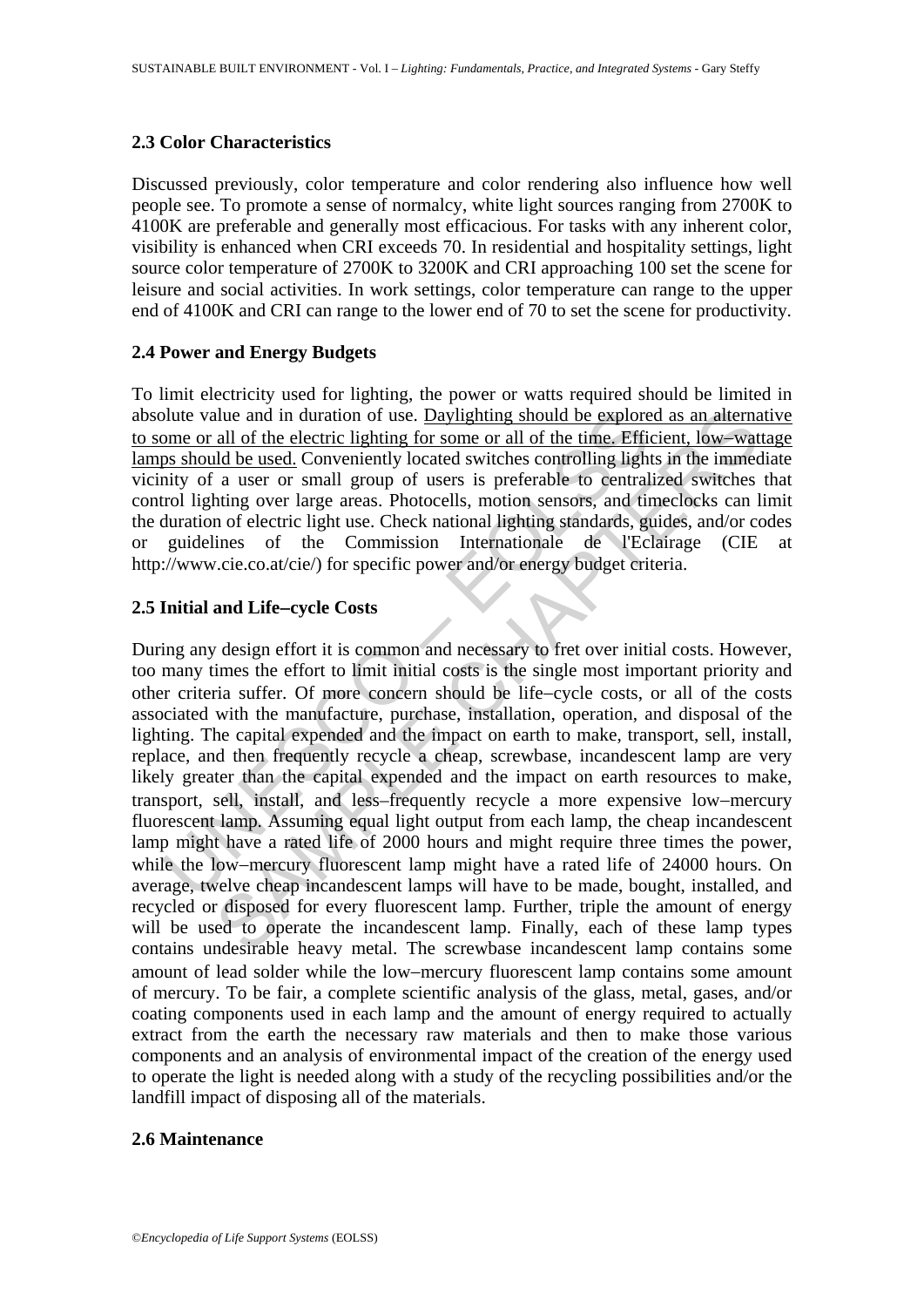### 2.3 Color Characteristics

Discussed previously, color temperature and color rendering also influence how well people see. To promote a sense of normalcy, white light sources ranging from 2700K to 4100K are preferable and generally most efficacious. For tasks with any inherent color, visibility is enhanced when CRI exceeds 70. In residential and hospitality settings, light source color temperature of 2700K to 3200K and CRI approaching 100 set the scene for leisure and social activities. In work settings, color temperature can range to the upper end of 4100K and CRI can range to the lower end of 70 to set the scene for productivity.

### 2.4 Power and Energy Budgets

To limit electricity used for lighting, the power or watts required should be limited in absolute value and in duration of use. Daylighting should be explored as an alternative to some or all of the electric lighting for some or all of the time. Efficient, low–wattage lamps should be used. Conveniently located switches controlling lights in the immediate vicinity of a user or small group of users is preferable to centralized switches that control lighting over large areas. Photocells, motion sensors, and timeclocks can limit the duration of electric light use. Check national lighting standards, guides, and/or codes or guidelines of the Commission Internationale de l'Eclairage (CIE at http://www.cie.co.at/cie/) for specific power and/or energy budget criteria.

### 2.5 Initial and Life–cycle Costs

During any design effort it is common and necessary to fret over initial costs. However, too many times the effort to limit initial costs is the single most important priority and other criteria suffer. Of more concern should be life–cycle costs, or all of the costs associated with the manufacture, purchase, installation, operation, and disposal of the lighting. The capital expended and the impact on earth to make, transport, sell, install, replace, and then frequently recycle a cheap, screwbase, incandescent lamp are very likely greater than the capital expended and the impact on earth resources to make, transport, sell, install, and less–frequently recycle a more expensive low–mercury fluorescent lamp. Assuming equal light output from each lamp, the cheap incandescent lamp might have a rated life of 2000 hours and might require three times the power, while the low–mercury fluorescent lamp might have a rated life of 24000 hours. On average, twelve cheap incandescent lamps will have to be made, bought, installed, and recycled or disposed for every fluorescent lamp. Further, triple the amount of energy will be used to operate the incandescent lamp. Finally, each of these lamp types contains undesirable heavy metal. The screwbase incandescent lamp contains some amount of lead solder while the low–mercury fluorescent lamp contains some amount of mercury. To be fair, a complete scientific analysis of the glass, metal, gases, and/or coating components used in each lamp and the amount of energy required to actually extract from the earth the necessary raw materials and then to make those various components and an analysis of environmental impact of the creation of the energy used to operate the light is needed along with a study of the recycling possibilities and/or the landfill impact of disposing all of the materials.

### 2.6 Maintenance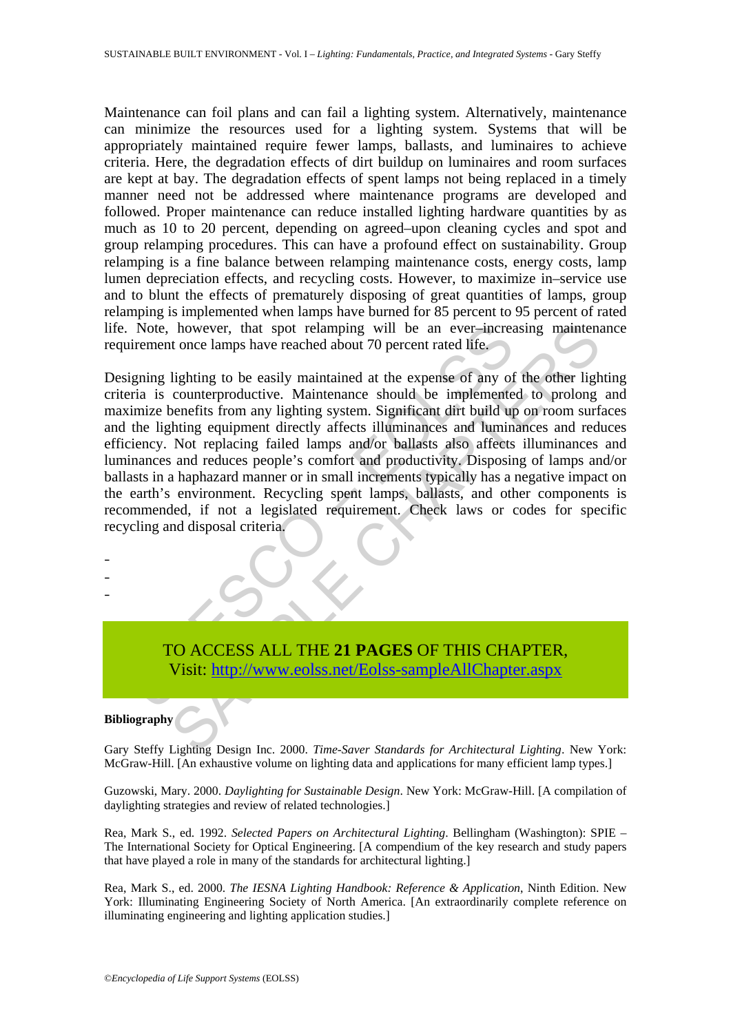Maintenance can foil plans and can fail a lighting system. Alternatively, maintenance can minimize the resources used for a lighting system. Systems that will be appropriately maintained require fewer lamps, ballasts, and luminaires to achieve criteria. Here, the degradation effects of dirt buildup on luminaires and room surfaces are kept at bay. The degradation effects of spent lamps not being replaced in a timely manner need not be addressed where maintenance programs are developed and followed. Proper maintenance can reduce installed lighting hardware quantities by as much as 10 to 20 percent, depending on agreed–upon cleaning cycles and spot and group relamping procedures. This can have a profound effect on sustainability. Group relamping is a fine balance between relamping maintenance costs, energy costs, lamp lumen depreciation effects, and recycling costs. However, to maximize in–service use and to blunt the effects of prematurely disposing of great quantities of lamps, group relamping is implemented when lamps have burned for 85 percent to 95 percent of rated life. Note, however, that spot relamping will be an ever–increasing maintenance requirement once lamps have reached about 70 percent rated life.

Designing lighting to be easily maintained at the expense of any of the other lighting criteria is counterproductive. Maintenance should be implemented to prolong and maximize benefits from any lighting system. Significant dirt build up on room surfaces and the lighting equipment directly affects illuminances and luminances and reduces efficiency. Not replacing failed lamps and/or ballasts also affects illuminances and luminances and reduces people's comfort and productivity. Disposing of lamps and/or ballasts in a haphazard manner or in small increments typically has a negative impact on the earth's environment. Recycling spent lamps, ballasts, and other components is recommended, if not a legislated requirement. Check laws or codes for specific recycling and disposal criteria.

-
-
-

TO ACCESS ALL THE **21 PAGES** OF THIS CHAPTER,
Visit: http://www.eolss.net/Eolss-sampleAllChapter.aspx

**Bibliography**

Gary Steffy Lighting Design Inc. 2000. *Time-Saver Standards for Architectural Lighting*. New York: McGraw-Hill. [An exhaustive volume on lighting data and applications for many efficient lamp types.]

Guzowski, Mary. 2000. *Daylighting for Sustainable Design*. New York: McGraw-Hill. [A compilation of daylighting strategies and review of related technologies.]

Rea, Mark S., ed. 1992. *Selected Papers on Architectural Lighting*. Bellingham (Washington): SPIE – The International Society for Optical Engineering. [A compendium of the key research and study papers that have played a role in many of the standards for architectural lighting.]

Rea, Mark S., ed. 2000. *The IESNA Lighting Handbook: Reference & Application*, Ninth Edition. New York: Illuminating Engineering Society of North America. [An extraordinarily complete reference on illuminating engineering and lighting application studies.]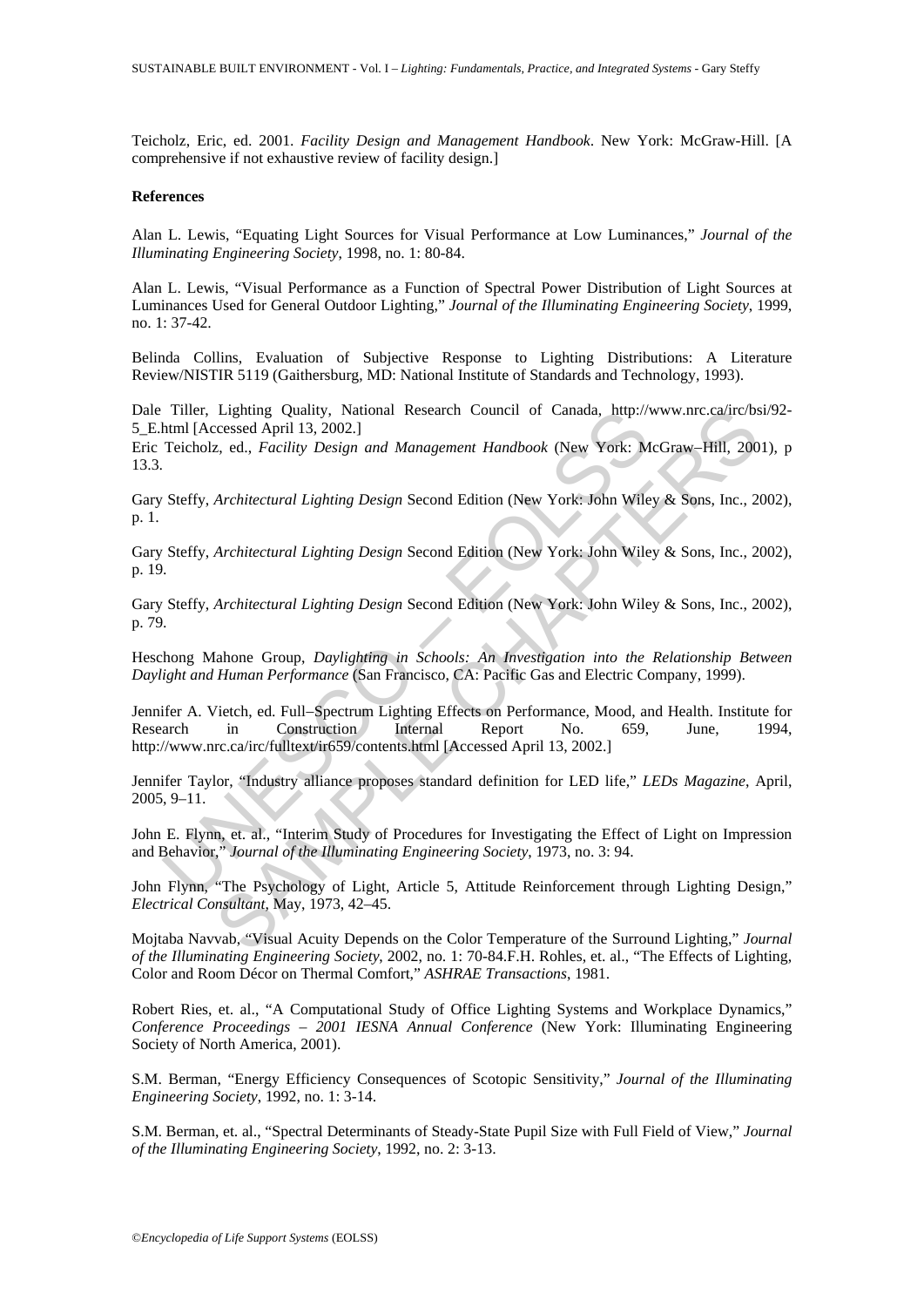Teicholz, Eric, ed. 2001. *Facility Design and Management Handbook*. New York: McGraw-Hill. [A comprehensive if not exhaustive review of facility design.]

**References**

Alan L. Lewis, "Equating Light Sources for Visual Performance at Low Luminances," *Journal of the Illuminating Engineering Society*, 1998, no. 1: 80-84.

Alan L. Lewis, "Visual Performance as a Function of Spectral Power Distribution of Light Sources at Luminances Used for General Outdoor Lighting," *Journal of the Illuminating Engineering Society*, 1999, no. 1: 37-42.

Belinda Collins, Evaluation of Subjective Response to Lighting Distributions: A Literature Review/NISTIR 5119 (Gaithersburg, MD: National Institute of Standards and Technology, 1993).

Dale Tiller, Lighting Quality, National Research Council of Canada, http://www.nrc.ca/irc/bsi/92-5_E.html [Accessed April 13, 2002.]

Eric Teicholz, ed., *Facility Design and Management Handbook* (New York: McGraw–Hill, 2001), p 13.3.

Gary Steffy, *Architectural Lighting Design* Second Edition (New York: John Wiley & Sons, Inc., 2002), p. 1.

Gary Steffy, *Architectural Lighting Design* Second Edition (New York: John Wiley & Sons, Inc., 2002), p. 19.

Gary Steffy, *Architectural Lighting Design* Second Edition (New York: John Wiley & Sons, Inc., 2002), p. 79.

Heschong Mahone Group, *Daylighting in Schools: An Investigation into the Relationship Between Daylight and Human Performance* (San Francisco, CA: Pacific Gas and Electric Company, 1999).

Jennifer A. Vietch, ed. Full–Spectrum Lighting Effects on Performance, Mood, and Health. Institute for Research in Construction Internal Report No. 659, June, 1994, http://www.nrc.ca/irc/fulltext/ir659/contents.html [Accessed April 13, 2002.]

Jennifer Taylor, "Industry alliance proposes standard definition for LED life," *LEDs Magazine*, April, 2005, 9–11.

John E. Flynn, et. al., "Interim Study of Procedures for Investigating the Effect of Light on Impression and Behavior," *Journal of the Illuminating Engineering Society*, 1973, no. 3: 94.

John Flynn, "The Psychology of Light, Article 5, Attitude Reinforcement through Lighting Design," *Electrical Consultant*, May, 1973, 42–45.

Mojtaba Navvab, "Visual Acuity Depends on the Color Temperature of the Surround Lighting," *Journal of the Illuminating Engineering Society*, 2002, no. 1: 70-84.F.H. Rohles, et. al., "The Effects of Lighting, Color and Room Décor on Thermal Comfort," *ASHRAE Transactions*, 1981.

Robert Ries, et. al., "A Computational Study of Office Lighting Systems and Workplace Dynamics," *Conference Proceedings – 2001 IESNA Annual Conference* (New York: Illuminating Engineering Society of North America, 2001).

S.M. Berman, "Energy Efficiency Consequences of Scotopic Sensitivity," *Journal of the Illuminating Engineering Society*, 1992, no. 1: 3-14.

S.M. Berman, et. al., "Spectral Determinants of Steady-State Pupil Size with Full Field of View," *Journal of the Illuminating Engineering Society*, 1992, no. 2: 3-13.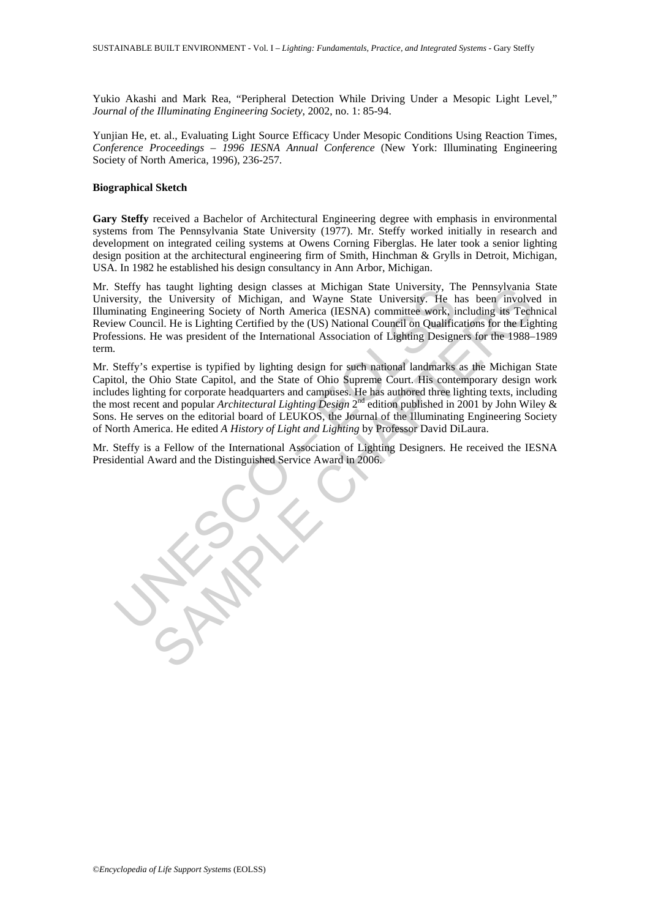Yukio Akashi and Mark Rea, "Peripheral Detection While Driving Under a Mesopic Light Level," *Journal of the Illuminating Engineering Society*, 2002, no. 1: 85-94.

Yunjian He, et. al., Evaluating Light Source Efficacy Under Mesopic Conditions Using Reaction Times, *Conference Proceedings – 1996 IESNA Annual Conference* (New York: Illuminating Engineering Society of North America, 1996), 236-257.

**Biographical Sketch**

**Gary Steffy** received a Bachelor of Architectural Engineering degree with emphasis in environmental systems from The Pennsylvania State University (1977). Mr. Steffy worked initially in research and development on integrated ceiling systems at Owens Corning Fiberglas. He later took a senior lighting design position at the architectural engineering firm of Smith, Hinchman & Grylls in Detroit, Michigan, USA. In 1982 he established his design consultancy in Ann Arbor, Michigan.

Mr. Steffy has taught lighting design classes at Michigan State University, The Pennsylvania State University, the University of Michigan, and Wayne State University. He has been involved in Illuminating Engineering Society of North America (IESNA) committee work, including its Technical Review Council. He is Lighting Certified by the (US) National Council on Qualifications for the Lighting Professions. He was president of the International Association of Lighting Designers for the 1988–1989 term.

Mr. Steffy's expertise is typified by lighting design for such national landmarks as the Michigan State Capitol, the Ohio State Capitol, and the State of Ohio Supreme Court. His contemporary design work includes lighting for corporate headquarters and campuses. He has authored three lighting texts, including the most recent and popular *Architectural Lighting Design* 2nd edition published in 2001 by John Wiley & Sons. He serves on the editorial board of LEUKOS, the Journal of the Illuminating Engineering Society of North America. He edited *A History of Light and Lighting* by Professor David DiLaura.

Mr. Steffy is a Fellow of the International Association of Lighting Designers. He received the IESNA Presidential Award and the Distinguished Service Award in 2006.